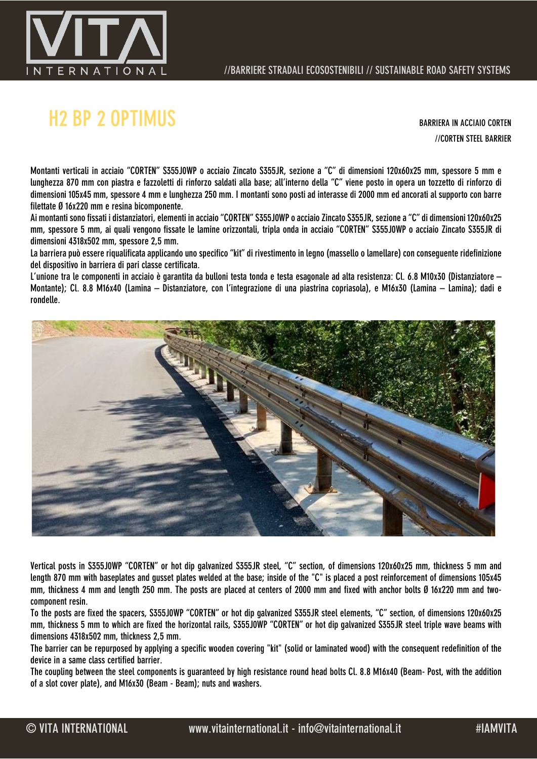//BARRIERE STRADALI ECOSOSTENIBILI // SUSTAINABLE ROAD SAFETY SYSTEMS

# H2 BP 2 OPTIMUS

BARRIERA IN ACCIAIO CORTEN
//CORTEN STEEL BARRIER

Montanti verticali in acciaio "CORTEN" S355J0WP o acciaio Zincato S355JR, sezione a "C" di dimensioni 120x60x25 mm, spessore 5 mm e lunghezza 870 mm con piastra e fazzoletti di rinforzo saldati alla base; all'interno della "C" viene posto in opera un tozzetto di rinforzo di dimensioni 105x45 mm, spessore 4 mm e lunghezza 250 mm. I montanti sono posti ad interasse di 2000 mm ed ancorati al supporto con barre filettate Ø 16x220 mm e resina bicomponente.

Ai montanti sono fissati i distanziatori, elementi in acciaio "CORTEN" S355J0WP o acciaio Zincato S355JR, sezione a "C" di dimensioni 120x60x25 mm, spessore 5 mm, ai quali vengono fissate le lamine orizzontali, tripla onda in acciaio "CORTEN" S355J0WP o acciaio Zincato S355JR di dimensioni 4318x502 mm, spessore 2,5 mm.

La barriera può essere riqualificata applicando uno specifico "kit" di rivestimento in legno (massello o lamellare) con conseguente ridefinizione del dispositivo in barriera di pari classe certificata.

L'unione tra le componenti in acciaio è garantita da bulloni testa tonda e testa esagonale ad alta resistenza: Cl. 6.8 M10x30 (Distanziatore – Montante); Cl. 8.8 M16x40 (Lamina – Distanziatore, con l'integrazione di una piastrina copriasola), e M16x30 (Lamina – Lamina); dadi e rondelle.

Vertical posts in S355J0WP "CORTEN" or hot dip galvanized S355JR steel, "C" section, of dimensions 120x60x25 mm, thickness 5 mm and length 870 mm with baseplates and gusset plates welded at the base; inside of the "C" is placed a post reinforcement of dimensions 105x45 mm, thickness 4 mm and length 250 mm. The posts are placed at centers of 2000 mm and fixed with anchor bolts Ø 16x220 mm and two-component resin.

To the posts are fixed the spacers, S355J0WP "CORTEN" or hot dip galvanized S355JR steel elements, "C" section, of dimensions 120x60x25 mm, thickness 5 mm to which are fixed the horizontal rails, S355J0WP "CORTEN" or hot dip galvanized S355JR steel triple wave beams with dimensions 4318x502 mm, thickness 2,5 mm.

The barrier can be repurposed by applying a specific wooden covering "kit" (solid or laminated wood) with the consequent redefinition of the device in a same class certified barrier.

The coupling between the steel components is guaranteed by high resistance round head bolts Cl. 8.8 M16x40 (Beam- Post, with the addition of a slot cover plate), and M16x30 (Beam - Beam); nuts and washers.

© VITA INTERNATIONAL www.vitainternational.it - info@vitainternational.it #IAMVITA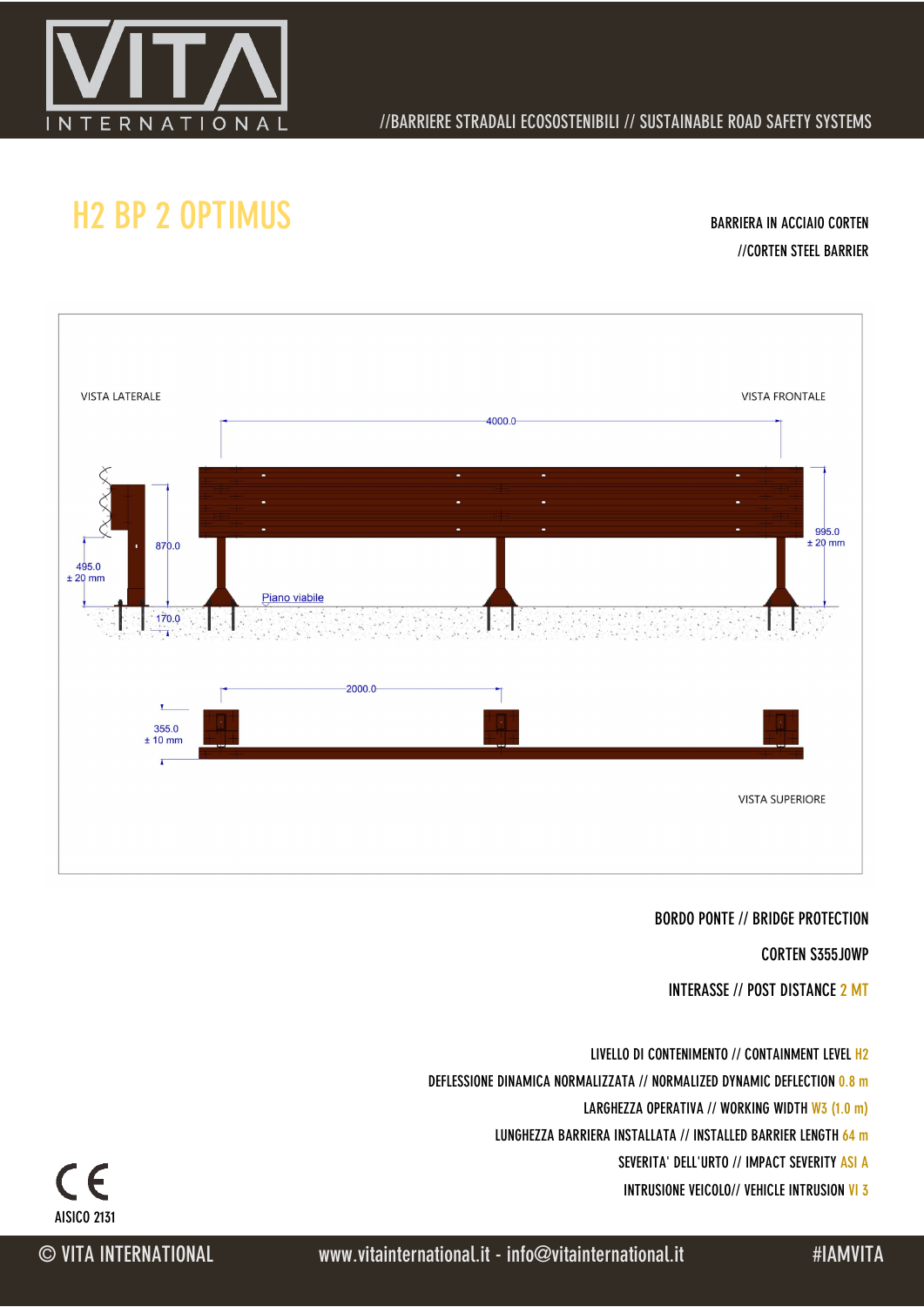# H2 BP 2 OPTIMUS

BARRIERA IN ACCIAIO CORTEN

//CORTEN STEEL BARRIER

VISTA LATERALE

VISTA FRONTALE

4000.0

870.0

495.0
± 20 mm

995.0
± 20 mm

Piano viabile

170.0

2000.0

355.0
± 10 mm

VISTA SUPERIORE

BORDO PONTE // BRIDGE PROTECTION

CORTEN S355J0WP

INTERASSE // POST DISTANCE 2 MT

LIVELLO DI CONTENIMENTO // CONTAINMENT LEVEL H2

DEFLESSIONE DINAMICA NORMALIZZATA // NORMALIZED DYNAMIC DEFLECTION 0.8 m

LARGHEZZA OPERATIVA // WORKING WIDTH W3 (1.0 m)

LUNGHEZZA BARRIERA INSTALLATA // INSTALLED BARRIER LENGTH 64 m

SEVERITA' DELL'URTO // IMPACT SEVERITY ASI A

INTRUSIONE VEICOLO// VEHICLE INTRUSION VI 3

CE

AISICO 2131